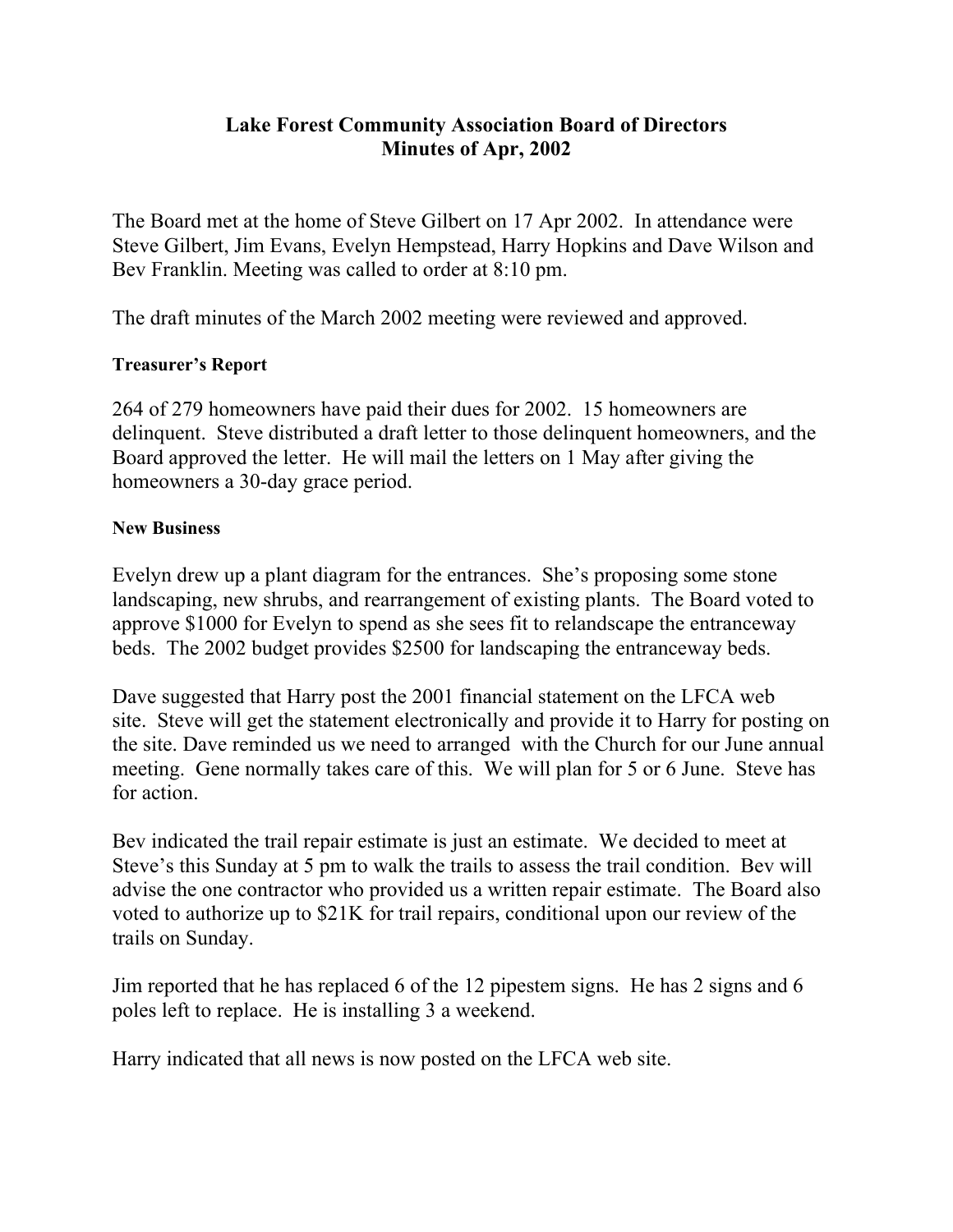# Lake Forest Community Association Board of Directors
## Minutes of Apr, 2002

The Board met at the home of Steve Gilbert on 17 Apr 2002. In attendance were Steve Gilbert, Jim Evans, Evelyn Hempstead, Harry Hopkins and Dave Wilson and Bev Franklin. Meeting was called to order at 8:10 pm.

The draft minutes of the March 2002 meeting were reviewed and approved.

### Treasurer's Report

264 of 279 homeowners have paid their dues for 2002. 15 homeowners are delinquent. Steve distributed a draft letter to those delinquent homeowners, and the Board approved the letter. He will mail the letters on 1 May after giving the homeowners a 30-day grace period.

### New Business

Evelyn drew up a plant diagram for the entrances. She's proposing some stone landscaping, new shrubs, and rearrangement of existing plants. The Board voted to approve $1000 for Evelyn to spend as she sees fit to relandscape the entranceway beds. The 2002 budget provides $2500 for landscaping the entranceway beds.

Dave suggested that Harry post the 2001 financial statement on the LFCA web site. Steve will get the statement electronically and provide it to Harry for posting on the site. Dave reminded us we need to arranged with the Church for our June annual meeting. Gene normally takes care of this. We will plan for 5 or 6 June. Steve has for action.

Bev indicated the trail repair estimate is just an estimate. We decided to meet at Steve's this Sunday at 5 pm to walk the trails to assess the trail condition. Bev will advise the one contractor who provided us a written repair estimate. The Board also voted to authorize up to $21K for trail repairs, conditional upon our review of the trails on Sunday.

Jim reported that he has replaced 6 of the 12 pipestem signs. He has 2 signs and 6 poles left to replace. He is installing 3 a weekend.

Harry indicated that all news is now posted on the LFCA web site.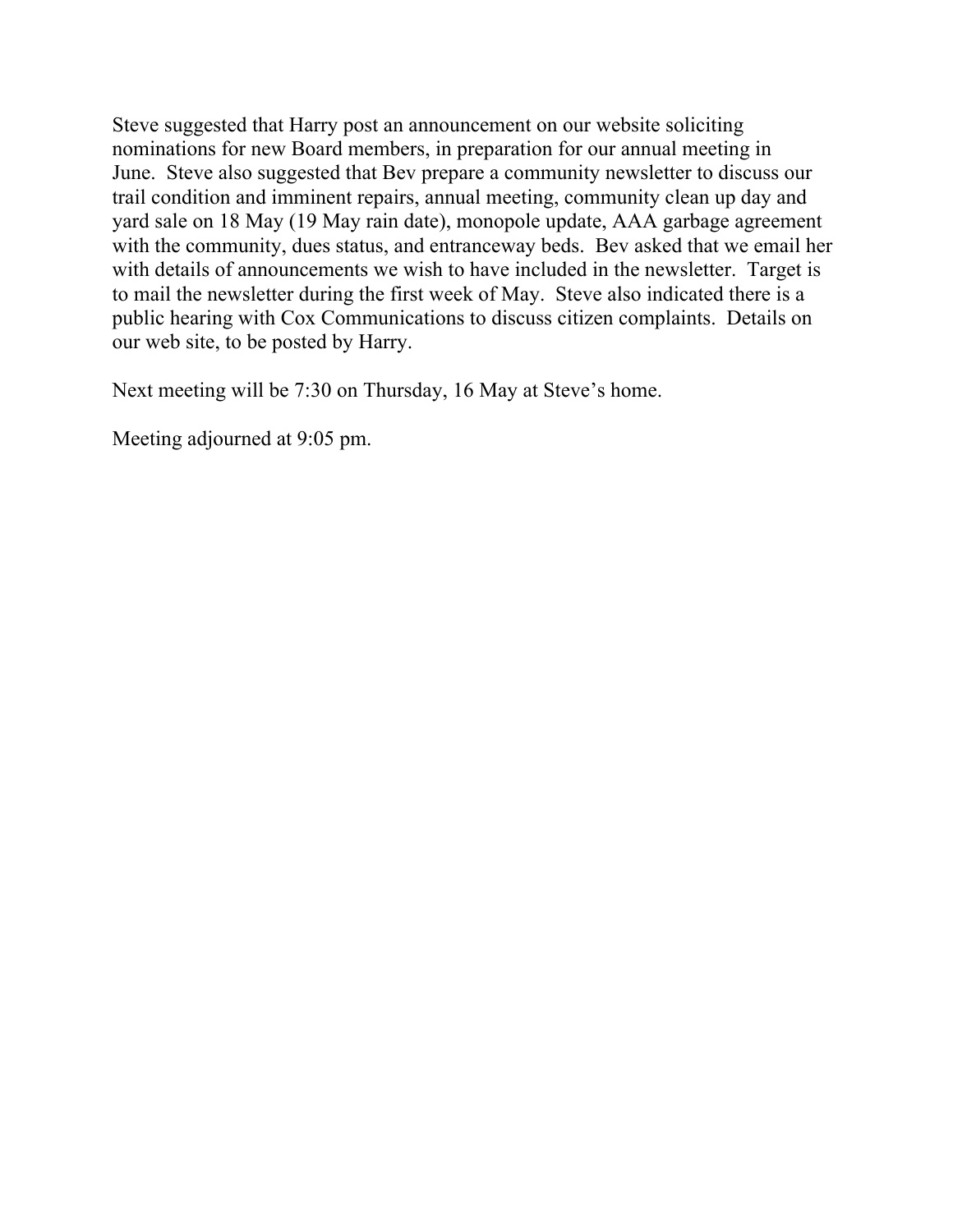Steve suggested that Harry post an announcement on our website soliciting nominations for new Board members, in preparation for our annual meeting in June. Steve also suggested that Bev prepare a community newsletter to discuss our trail condition and imminent repairs, annual meeting, community clean up day and yard sale on 18 May (19 May rain date), monopole update, AAA garbage agreement with the community, dues status, and entranceway beds. Bev asked that we email her with details of announcements we wish to have included in the newsletter. Target is to mail the newsletter during the first week of May. Steve also indicated there is a public hearing with Cox Communications to discuss citizen complaints. Details on our web site, to be posted by Harry.

Next meeting will be 7:30 on Thursday, 16 May at Steve's home.

Meeting adjourned at 9:05 pm.